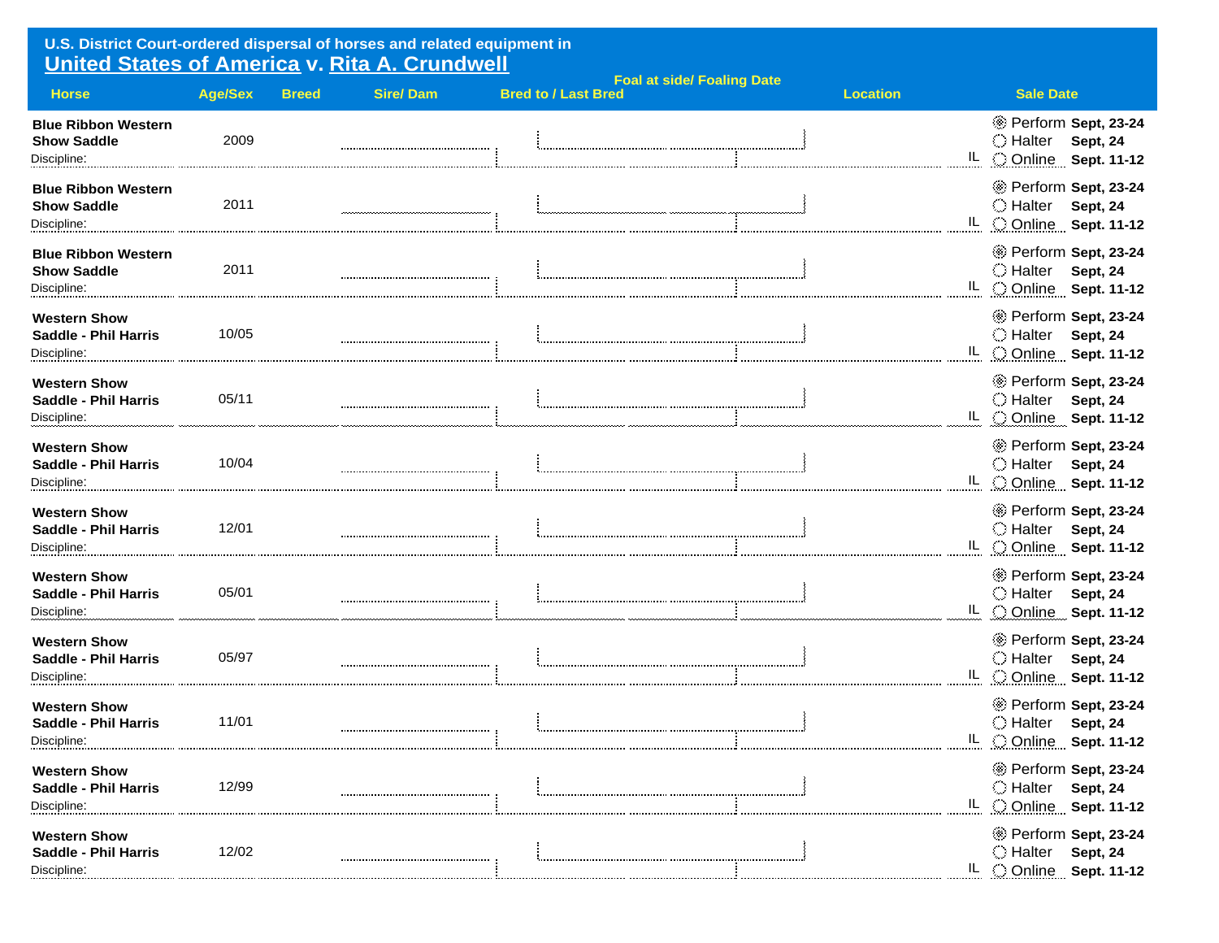**U.S. District Court-ordered dispersal of horses and related equipment in**
## United States of America v. Rita A. Crundwell

| Horse | Age/Sex | Breed | Sire/ Dam | Foal at side/ Foaling Date<br>Bred to / Last Bred | Location | Sale Date |
|---|---|---|---|---|---|---|
| Blue Ribbon Western Show Saddle<br>Discipline: | 2009 | | | | IL | ◉ Perform Sept, 23-24<br>◯ Halter Sept, 24<br>◯ Online Sept. 11-12 |
| Blue Ribbon Western Show Saddle<br>Discipline: | 2011 | | | | IL | ◉ Perform Sept, 23-24<br>◯ Halter Sept, 24<br>◯ Online Sept. 11-12 |
| Blue Ribbon Western Show Saddle<br>Discipline: | 2011 | | | | IL | ◉ Perform Sept, 23-24<br>◯ Halter Sept, 24<br>◯ Online Sept. 11-12 |
| Western Show Saddle - Phil Harris<br>Discipline: | 10/05 | | | | IL | ◉ Perform Sept, 23-24<br>◯ Halter Sept, 24<br>◯ Online Sept. 11-12 |
| Western Show Saddle - Phil Harris<br>Discipline: | 05/11 | | | | IL | ◉ Perform Sept, 23-24<br>◯ Halter Sept, 24<br>◯ Online Sept. 11-12 |
| Western Show Saddle - Phil Harris<br>Discipline: | 10/04 | | | | IL | ◉ Perform Sept, 23-24<br>◯ Halter Sept, 24<br>◯ Online Sept. 11-12 |
| Western Show Saddle - Phil Harris<br>Discipline: | 12/01 | | | | IL | ◉ Perform Sept, 23-24<br>◯ Halter Sept, 24<br>◯ Online Sept. 11-12 |
| Western Show Saddle - Phil Harris<br>Discipline: | 05/01 | | | | IL | ◉ Perform Sept, 23-24<br>◯ Halter Sept, 24<br>◯ Online Sept. 11-12 |
| Western Show Saddle - Phil Harris<br>Discipline: | 05/97 | | | | IL | ◉ Perform Sept, 23-24<br>◯ Halter Sept, 24<br>◯ Online Sept. 11-12 |
| Western Show Saddle - Phil Harris<br>Discipline: | 11/01 | | | | IL | ◉ Perform Sept, 23-24<br>◯ Halter Sept, 24<br>◯ Online Sept. 11-12 |
| Western Show Saddle - Phil Harris<br>Discipline: | 12/99 | | | | IL | ◉ Perform Sept, 23-24<br>◯ Halter Sept, 24<br>◯ Online Sept. 11-12 |
| Western Show Saddle - Phil Harris<br>Discipline: | 12/02 | | | | IL | ◉ Perform Sept, 23-24<br>◯ Halter Sept, 24<br>◯ Online Sept. 11-12 |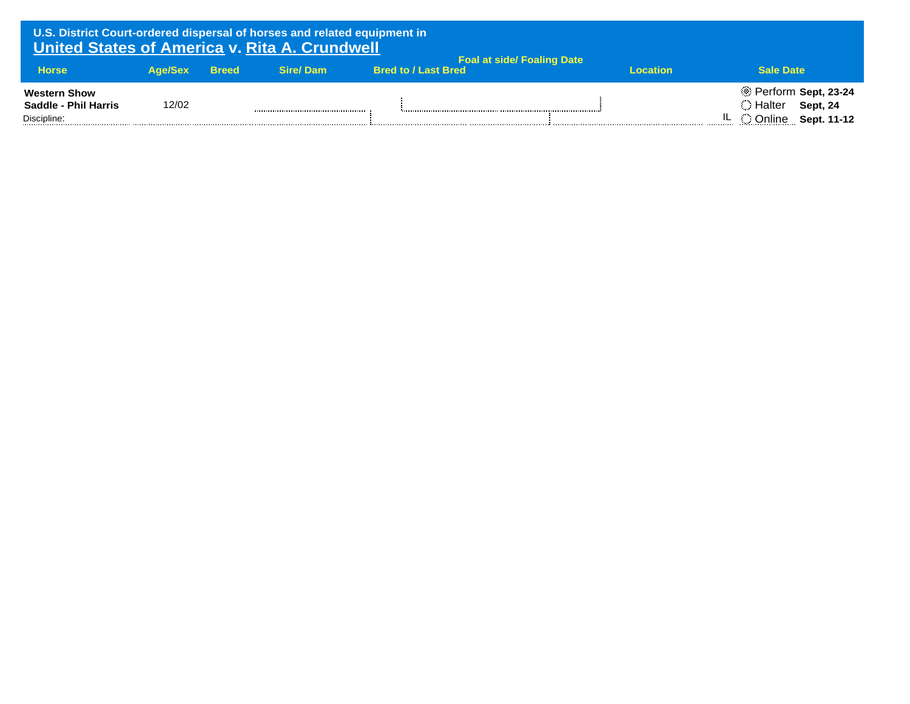U.S. District Court-ordered dispersal of horses and related equipment in
**United States of America v. Rita A. Crundwell**

| Horse | Age/Sex | Breed | Sire/ Dam | Bred to / Last Bred | Foal at side/ Foaling Date | Location | Sale Date | |
|---|---|---|---|---|---|---|---|---|
| **Western Show Saddle - Phil Harris**<br>Discipline: | 12/02 | | | | | IL | ◉ Perform<br>◯ Halter<br>◯ Online | **Sept, 23-24**<br>**Sept, 24**<br>**Sept. 11-12** |